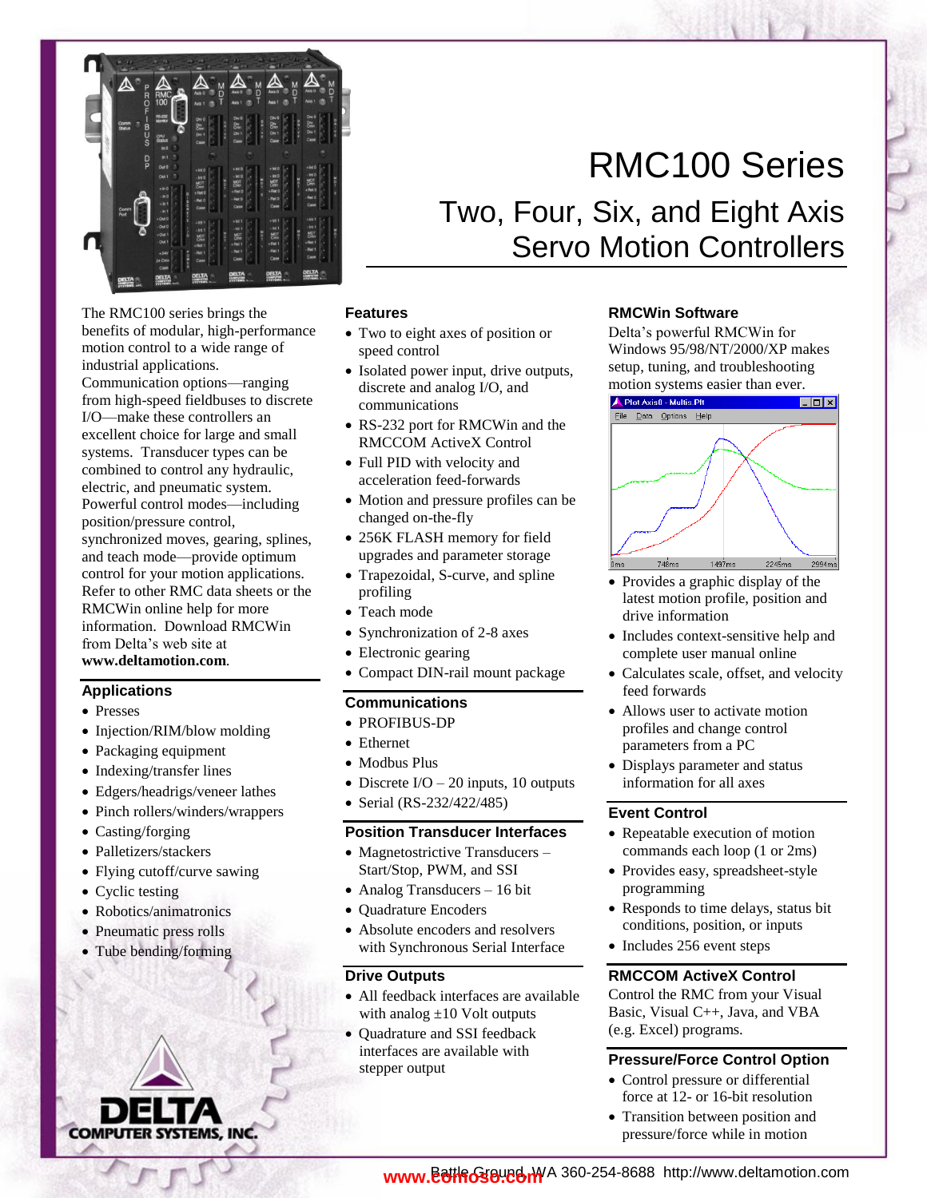# RMC100 Series

## Two, Four, Six, and Eight Axis Servo Motion Controllers

The RMC100 series brings the benefits of modular, high-performance motion control to a wide range of industrial applications. Communication options—ranging from high-speed fieldbuses to discrete I/O—make these controllers an excellent choice for large and small systems. Transducer types can be combined to control any hydraulic, electric, and pneumatic system. Powerful control modes—including position/pressure control, synchronized moves, gearing, splines, and teach mode—provide optimum control for your motion applications. Refer to other RMC data sheets or the RMCWin online help for more information. Download RMCWin from Delta's web site at **www.deltamotion.com**.

### Applications

- Presses
- Injection/RIM/blow molding
- Packaging equipment
- Indexing/transfer lines
- Edgers/headrigs/veneer lathes
- Pinch rollers/winders/wrappers
- Casting/forging
- Palletizers/stackers
- Flying cutoff/curve sawing
- Cyclic testing
- Robotics/animatronics
- Pneumatic press rolls
- Tube bending/forming

### Features

- Two to eight axes of position or speed control
- Isolated power input, drive outputs, discrete and analog I/O, and communications
- RS-232 port for RMCWin and the RMCCOM ActiveX Control
- Full PID with velocity and acceleration feed-forwards
- Motion and pressure profiles can be changed on-the-fly
- 256K FLASH memory for field upgrades and parameter storage
- Trapezoidal, S-curve, and spline profiling
- Teach mode
- Synchronization of 2-8 axes
- Electronic gearing
- Compact DIN-rail mount package

### Communications

- PROFIBUS-DP
- Ethernet
- Modbus Plus
- Discrete I/O – 20 inputs, 10 outputs
- Serial (RS-232/422/485)

### Position Transducer Interfaces

- Magnetostrictive Transducers – Start/Stop, PWM, and SSI
- Analog Transducers – 16 bit
- Quadrature Encoders
- Absolute encoders and resolvers with Synchronous Serial Interface

### Drive Outputs

- All feedback interfaces are available with analog ±10 Volt outputs
- Quadrature and SSI feedback interfaces are available with stepper output

### RMCWin Software

Delta's powerful RMCWin for Windows 95/98/NT/2000/XP makes setup, tuning, and troubleshooting motion systems easier than ever.

- Provides a graphic display of the latest motion profile, position and drive information
- Includes context-sensitive help and complete user manual online
- Calculates scale, offset, and velocity feed forwards
- Allows user to activate motion profiles and change control parameters from a PC
- Displays parameter and status information for all axes

### Event Control

- Repeatable execution of motion commands each loop (1 or 2ms)
- Provides easy, spreadsheet-style programming
- Responds to time delays, status bit conditions, position, or inputs
- Includes 256 event steps

### RMCCOM ActiveX Control

Control the RMC from your Visual Basic, Visual C++, Java, and VBA (e.g. Excel) programs.

### Pressure/Force Control Option

- Control pressure or differential force at 12- or 16-bit resolution
- Transition between position and pressure/force while in motion

DELTA COMPUTER SYSTEMS, INC.

Battle Ground, WA 360-254-8688 http://www.deltamotion.com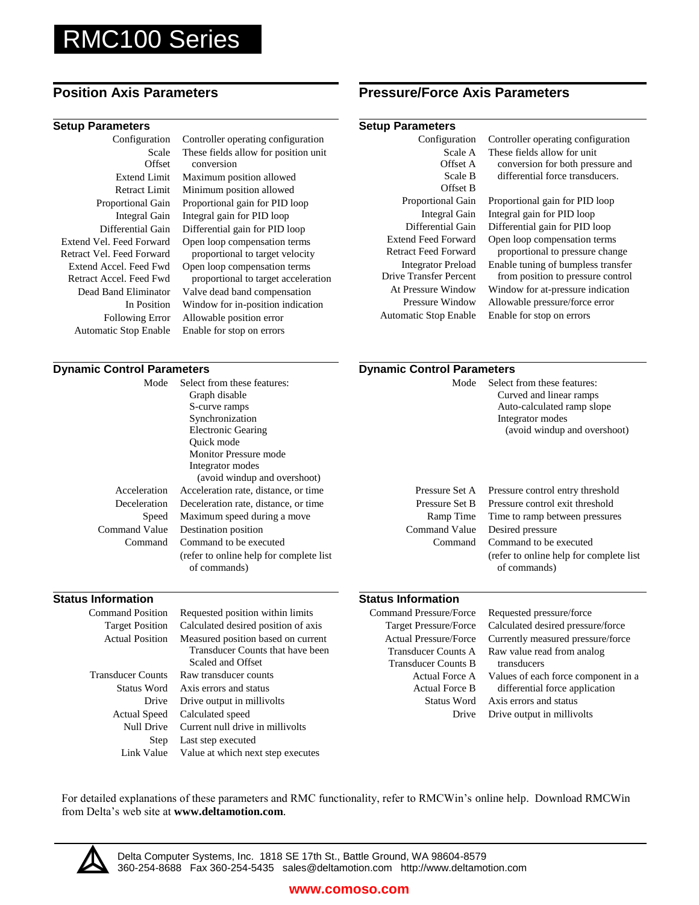# RMC100 Series

## Position Axis Parameters

### Setup Parameters

| Parameter | Description |
|---|---|
| Configuration | Controller operating configuration |
| Scale<br>Offset | These fields allow for position unit conversion |
| Extend Limit | Maximum position allowed |
| Retract Limit | Minimum position allowed |
| Proportional Gain | Proportional gain for PID loop |
| Integral Gain | Integral gain for PID loop |
| Differential Gain | Differential gain for PID loop |
| Extend Vel. Feed Forward<br>Retract Vel. Feed Forward | Open loop compensation terms proportional to target velocity |
| Extend Accel. Feed Fwd<br>Retract Accel. Feed Fwd | Open loop compensation terms proportional to target acceleration |
| Dead Band Eliminator | Valve dead band compensation |
| In Position | Window for in-position indication |
| Following Error | Allowable position error |
| Automatic Stop Enable | Enable for stop on errors |

### Dynamic Control Parameters

| Parameter | Description |
|---|---|
| Mode | Select from these features:<br>Graph disable<br>S-curve ramps<br>Synchronization<br>Electronic Gearing<br>Quick mode<br>Monitor Pressure mode<br>Integrator modes<br>(avoid windup and overshoot) |
| Acceleration | Acceleration rate, distance, or time |
| Deceleration | Deceleration rate, distance, or time |
| Speed | Maximum speed during a move |
| Command Value | Destination position |
| Command | Command to be executed<br>(refer to online help for complete list of commands) |

### Status Information

| Parameter | Description |
|---|---|
| Command Position | Requested position within limits |
| Target Position | Calculated desired position of axis |
| Actual Position | Measured position based on current Transducer Counts that have been Scaled and Offset |
| Transducer Counts | Raw transducer counts |
| Status Word | Axis errors and status |
| Drive | Drive output in millivolts |
| Actual Speed | Calculated speed |
| Null Drive | Current null drive in millivolts |
| Step | Last step executed |
| Link Value | Value at which next step executes |

## Pressure/Force Axis Parameters

### Setup Parameters

| Parameter | Description |
|---|---|
| Configuration | Controller operating configuration |
| Scale A<br>Offset A<br>Scale B<br>Offset B | These fields allow for unit conversion for both pressure and differential force transducers. |
| Proportional Gain | Proportional gain for PID loop |
| Integral Gain | Integral gain for PID loop |
| Differential Gain | Differential gain for PID loop |
| Extend Feed Forward<br>Retract Feed Forward | Open loop compensation terms proportional to pressure change |
| Integrator Preload<br>Drive Transfer Percent | Enable tuning of bumpless transfer from position to pressure control |
| At Pressure Window | Window for at-pressure indication |
| Pressure Window | Allowable pressure/force error |
| Automatic Stop Enable | Enable for stop on errors |

### Dynamic Control Parameters

| Parameter | Description |
|---|---|
| Mode | Select from these features:<br>Curved and linear ramps<br>Auto-calculated ramp slope<br>Integrator modes<br>(avoid windup and overshoot) |
| Pressure Set A | Pressure control entry threshold |
| Pressure Set B | Pressure control exit threshold |
| Ramp Time | Time to ramp between pressures |
| Command Value | Desired pressure |
| Command | Command to be executed<br>(refer to online help for complete list of commands) |

### Status Information

| Parameter | Description |
|---|---|
| Command Pressure/Force | Requested pressure/force |
| Target Pressure/Force | Calculated desired pressure/force |
| Actual Pressure/Force | Currently measured pressure/force |
| Transducer Counts A<br>Transducer Counts B | Raw value read from analog transducers |
| Actual Force A<br>Actual Force B | Values of each force component in a differential force application |
| Status Word | Axis errors and status |
| Drive | Drive output in millivolts |

For detailed explanations of these parameters and RMC functionality, refer to RMCWin's online help. Download RMCWin from Delta's web site at **www.deltamotion.com**.

Delta Computer Systems, Inc. 1818 SE 17th St., Battle Ground, WA 98604-8579
360-254-8688 Fax 360-254-5435 sales@deltamotion.com http://www.deltamotion.com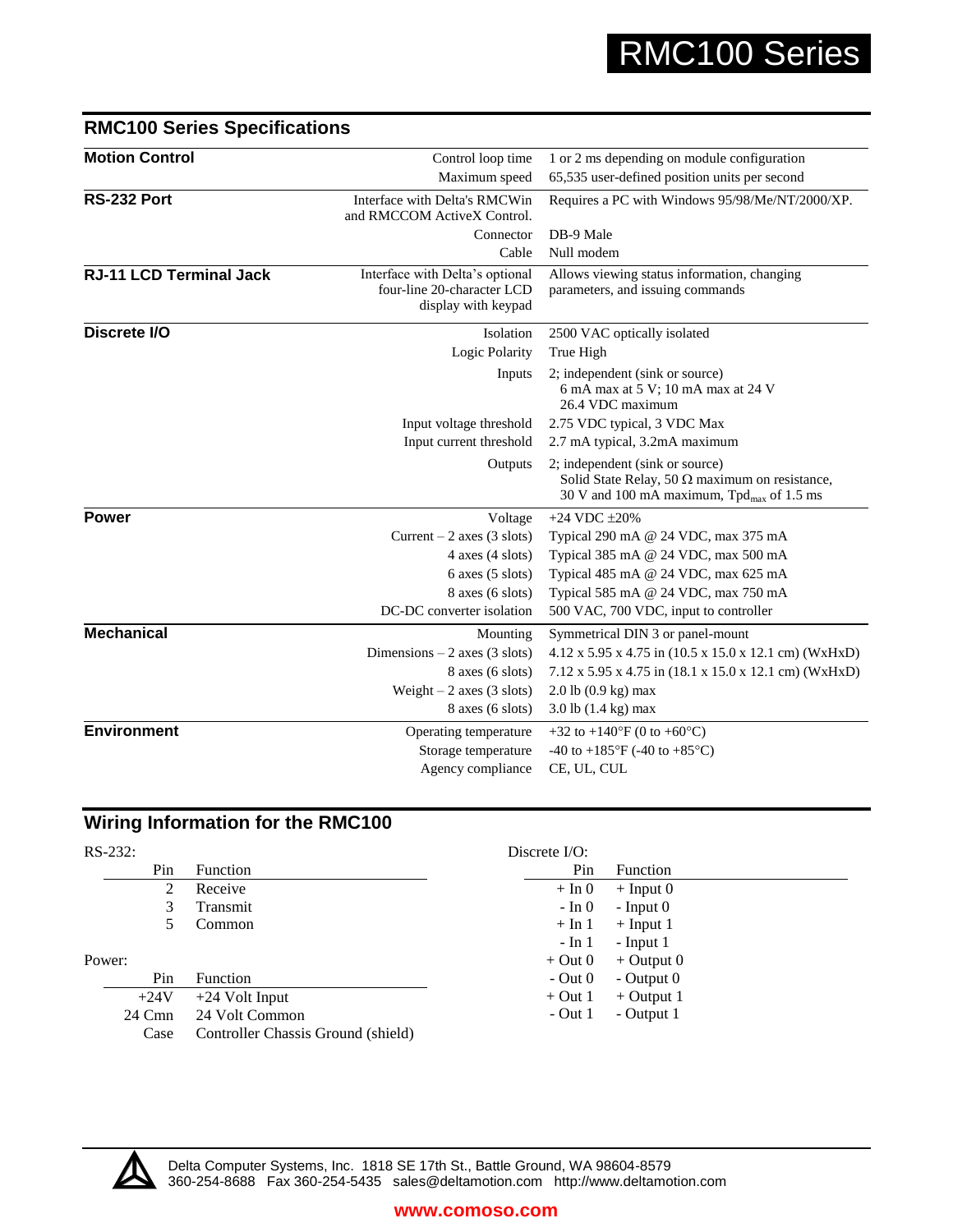## RMC100 Series Specifications

| | | |
|---|---|---|
| **Motion Control** | Control loop time | 1 or 2 ms depending on module configuration |
| | Maximum speed | 65,535 user-defined position units per second |
| **RS-232 Port** | Interface with Delta's RMCWin and RMCCOM ActiveX Control. | Requires a PC with Windows 95/98/Me/NT/2000/XP. |
| | Connector | DB-9 Male |
| | Cable | Null modem |
| **RJ-11 LCD Terminal Jack** | Interface with Delta's optional four-line 20-character LCD display with keypad | Allows viewing status information, changing parameters, and issuing commands |
| **Discrete I/O** | Isolation | 2500 VAC optically isolated |
| | Logic Polarity | True High |
| | Inputs | 2; independent (sink or source)<br>6 mA max at 5 V; 10 mA max at 24 V<br>26.4 VDC maximum |
| | Input voltage threshold | 2.75 VDC typical, 3 VDC Max |
| | Input current threshold | 2.7 mA typical, 3.2mA maximum |
| | Outputs | 2; independent (sink or source)<br>Solid State Relay, 50 Ω maximum on resistance,<br>30 V and 100 mA maximum, $Tpd_{max}$ of 1.5 ms |
| **Power** | Voltage | +24 VDC ±20% |
| | Current – 2 axes (3 slots) | Typical 290 mA @ 24 VDC, max 375 mA |
| | 4 axes (4 slots) | Typical 385 mA @ 24 VDC, max 500 mA |
| | 6 axes (5 slots) | Typical 485 mA @ 24 VDC, max 625 mA |
| | 8 axes (6 slots) | Typical 585 mA @ 24 VDC, max 750 mA |
| | DC-DC converter isolation | 500 VAC, 700 VDC, input to controller |
| **Mechanical** | Mounting | Symmetrical DIN 3 or panel-mount |
| | Dimensions – 2 axes (3 slots) | 4.12 x 5.95 x 4.75 in (10.5 x 15.0 x 12.1 cm) (WxHxD) |
| | 8 axes (6 slots) | 7.12 x 5.95 x 4.75 in (18.1 x 15.0 x 12.1 cm) (WxHxD) |
| | Weight – 2 axes (3 slots) | 2.0 lb (0.9 kg) max |
| | 8 axes (6 slots) | 3.0 lb (1.4 kg) max |
| **Environment** | Operating temperature | +32 to +140°F (0 to +60°C) |
| | Storage temperature | -40 to +185°F (-40 to +85°C) |
| | Agency compliance | CE, UL, CUL |

## Wiring Information for the RMC100

RS-232:

| Pin | Function |
|---|---|
| 2 | Receive |
| 3 | Transmit |
| 5 | Common |

Power:

| Pin | Function |
|---|---|
| +24V | +24 Volt Input |
| 24 Cmn | 24 Volt Common |
| Case | Controller Chassis Ground (shield) |

Discrete I/O:

| Pin | Function |
|---|---|
| + In 0 | + Input 0 |
| - In 0 | - Input 0 |
| + In 1 | + Input 1 |
| - In 1 | - Input 1 |
| + Out 0 | + Output 0 |
| - Out 0 | - Output 0 |
| + Out 1 | + Output 1 |
| - Out 1 | - Output 1 |

Delta Computer Systems, Inc. 1818 SE 17th St., Battle Ground, WA 98604-8579
360-254-8688 Fax 360-254-5435 sales@deltamotion.com http://www.deltamotion.com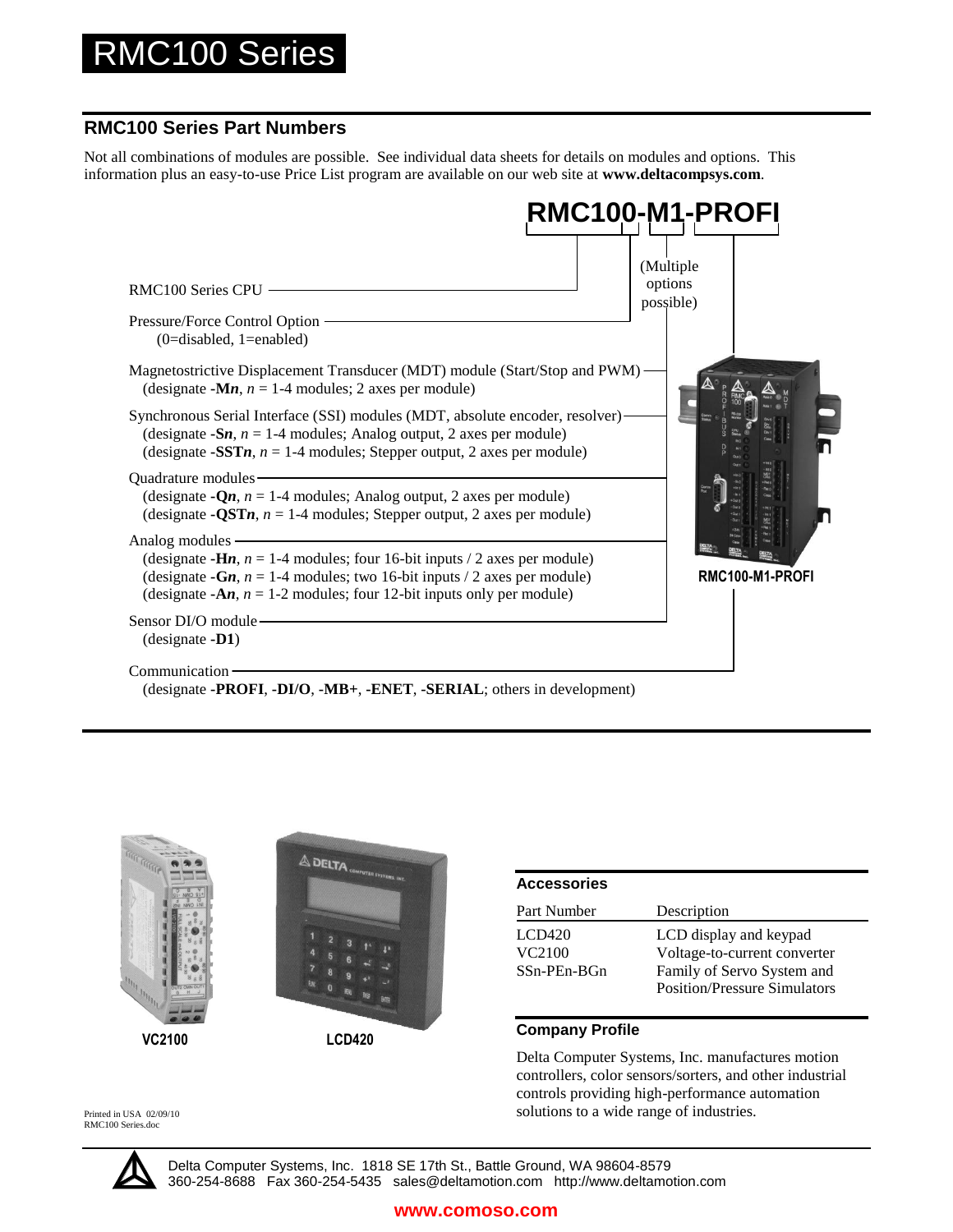# RMC100 Series

## RMC100 Series Part Numbers

Not all combinations of modules are possible. See individual data sheets for details on modules and options. This information plus an easy-to-use Price List program are available on our web site at **www.deltacompsys.com**.

**RMC100-M1-PROFI**

(Multiple options possible)

RMC100 Series CPU

Pressure/Force Control Option
(0=disabled, 1=enabled)

Magnetostrictive Displacement Transducer (MDT) module (Start/Stop and PWM)
(designate **-M*n***, *n* = 1-4 modules; 2 axes per module)

Synchronous Serial Interface (SSI) modules (MDT, absolute encoder, resolver)
(designate **-S*n***, *n* = 1-4 modules; Analog output, 2 axes per module)
(designate **-SST*n***, *n* = 1-4 modules; Stepper output, 2 axes per module)

Quadrature modules
(designate **-Q*n***, *n* = 1-4 modules; Analog output, 2 axes per module)
(designate **-QST*n***, *n* = 1-4 modules; Stepper output, 2 axes per module)

Analog modules
(designate **-H*n***, *n* = 1-4 modules; four 16-bit inputs / 2 axes per module)
(designate **-G*n***, *n* = 1-4 modules; two 16-bit inputs / 2 axes per module)
(designate **-A*n***, *n* = 1-2 modules; four 12-bit inputs only per module)

Sensor DI/O module
(designate **-D1**)

Communication
(designate **-PROFI**, **-DI/O**, **-MB+**, **-ENET**, **-SERIAL**; others in development)

RMC100-M1-PROFI

VC2100

LCD420

### Accessories

| Part Number | Description |
|---|---|
| LCD420 | LCD display and keypad |
| VC2100 | Voltage-to-current converter |
| SSn-PEn-BGn | Family of Servo System and Position/Pressure Simulators |

### Company Profile

Delta Computer Systems, Inc. manufactures motion controllers, color sensors/sorters, and other industrial controls providing high-performance automation solutions to a wide range of industries.

Printed in USA 02/09/10
RMC100 Series.doc

Delta Computer Systems, Inc. 1818 SE 17th St., Battle Ground, WA 98604-8579
360-254-8688 Fax 360-254-5435 sales@deltamotion.com http://www.deltamotion.com